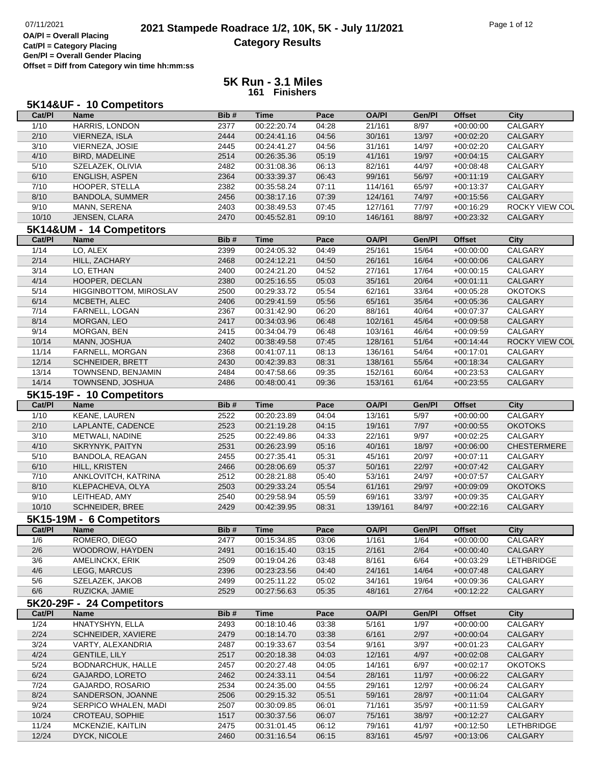# 2021 Stampede Roadrace 1/2, 10K, 5K - July 11/2021

## Category Results

07/11/2021

**OA/Pl = Overall Placing**
**Cat/Pl = Category Placing**
**Gen/Pl = Overall Gender Placing**
**Offset = Diff from Category win time hh:mm:ss**

## 5K Run - 3.1 Miles
**161 Finishers**

### 5K14&UF - 10 Competitors

| Cat/Pl | Name | Bib # | Time | Pace | OA/Pl | Gen/Pl | Offset | City |
|---|---|---|---|---|---|---|---|---|
| 1/10 | HARRIS, LONDON | 2377 | 00:22:20.74 | 04:28 | 21/161 | 8/97 | +00:00:00 | CALGARY |
| 2/10 | VIERNEZA, ISLA | 2444 | 00:24:41.16 | 04:56 | 30/161 | 13/97 | +00:02:20 | CALGARY |
| 3/10 | VIERNEZA, JOSIE | 2445 | 00:24:41.27 | 04:56 | 31/161 | 14/97 | +00:02:20 | CALGARY |
| 4/10 | BIRD, MADELINE | 2514 | 00:26:35.36 | 05:19 | 41/161 | 19/97 | +00:04:15 | CALGARY |
| 5/10 | SZELAZEK, OLIVIA | 2482 | 00:31:08.36 | 06:13 | 82/161 | 44/97 | +00:08:48 | CALGARY |
| 6/10 | ENGLISH, ASPEN | 2364 | 00:33:39.37 | 06:43 | 99/161 | 56/97 | +00:11:19 | CALGARY |
| 7/10 | HOOPER, STELLA | 2382 | 00:35:58.24 | 07:11 | 114/161 | 65/97 | +00:13:37 | CALGARY |
| 8/10 | BANDOLA, SUMMER | 2456 | 00:38:17.16 | 07:39 | 124/161 | 74/97 | +00:15:56 | CALGARY |
| 9/10 | MANN, SERENA | 2403 | 00:38:49.53 | 07:45 | 127/161 | 77/97 | +00:16:29 | ROCKY VIEW COU |
| 10/10 | JENSEN, CLARA | 2470 | 00:45:52.81 | 09:10 | 146/161 | 88/97 | +00:23:32 | CALGARY |

### 5K14&UM - 14 Competitors

| Cat/Pl | Name | Bib # | Time | Pace | OA/Pl | Gen/Pl | Offset | City |
|---|---|---|---|---|---|---|---|---|
| 1/14 | LO, ALEX | 2399 | 00:24:05.32 | 04:49 | 25/161 | 15/64 | +00:00:00 | CALGARY |
| 2/14 | HILL, ZACHARY | 2468 | 00:24:12.21 | 04:50 | 26/161 | 16/64 | +00:00:06 | CALGARY |
| 3/14 | LO, ETHAN | 2400 | 00:24:21.20 | 04:52 | 27/161 | 17/64 | +00:00:15 | CALGARY |
| 4/14 | HOOPER, DECLAN | 2380 | 00:25:16.55 | 05:03 | 35/161 | 20/64 | +00:01:11 | CALGARY |
| 5/14 | HIGGINBOTTOM, MIROSLAV | 2500 | 00:29:33.72 | 05:54 | 62/161 | 33/64 | +00:05:28 | OKOTOKS |
| 6/14 | MCBETH, ALEC | 2406 | 00:29:41.59 | 05:56 | 65/161 | 35/64 | +00:05:36 | CALGARY |
| 7/14 | FARNELL, LOGAN | 2367 | 00:31:42.90 | 06:20 | 88/161 | 40/64 | +00:07:37 | CALGARY |
| 8/14 | MORGAN, LEO | 2417 | 00:34:03.96 | 06:48 | 102/161 | 45/64 | +00:09:58 | CALGARY |
| 9/14 | MORGAN, BEN | 2415 | 00:34:04.79 | 06:48 | 103/161 | 46/64 | +00:09:59 | CALGARY |
| 10/14 | MANN, JOSHUA | 2402 | 00:38:49.58 | 07:45 | 128/161 | 51/64 | +00:14:44 | ROCKY VIEW COU |
| 11/14 | FARNELL, MORGAN | 2368 | 00:41:07.11 | 08:13 | 136/161 | 54/64 | +00:17:01 | CALGARY |
| 12/14 | SCHNEIDER, BRETT | 2430 | 00:42:39.83 | 08:31 | 138/161 | 55/64 | +00:18:34 | CALGARY |
| 13/14 | TOWNSEND, BENJAMIN | 2484 | 00:47:58.66 | 09:35 | 152/161 | 60/64 | +00:23:53 | CALGARY |
| 14/14 | TOWNSEND, JOSHUA | 2486 | 00:48:00.41 | 09:36 | 153/161 | 61/64 | +00:23:55 | CALGARY |

### 5K15-19F - 10 Competitors

| Cat/Pl | Name | Bib # | Time | Pace | OA/Pl | Gen/Pl | Offset | City |
|---|---|---|---|---|---|---|---|---|
| 1/10 | KEANE, LAUREN | 2522 | 00:20:23.89 | 04:04 | 13/161 | 5/97 | +00:00:00 | CALGARY |
| 2/10 | LAPLANTE, CADENCE | 2523 | 00:21:19.28 | 04:15 | 19/161 | 7/97 | +00:00:55 | OKOTOKS |
| 3/10 | METWALI, NADINE | 2525 | 00:22:49.86 | 04:33 | 22/161 | 9/97 | +00:02:25 | CALGARY |
| 4/10 | SKRYNYK, PAITYN | 2531 | 00:26:23.99 | 05:16 | 40/161 | 18/97 | +00:06:00 | CHESTERMERE |
| 5/10 | BANDOLA, REAGAN | 2455 | 00:27:35.41 | 05:31 | 45/161 | 20/97 | +00:07:11 | CALGARY |
| 6/10 | HILL, KRISTEN | 2466 | 00:28:06.69 | 05:37 | 50/161 | 22/97 | +00:07:42 | CALGARY |
| 7/10 | ANKLOVITCH, KATRINA | 2512 | 00:28:21.88 | 05:40 | 53/161 | 24/97 | +00:07:57 | CALGARY |
| 8/10 | KLEPACHEVA, OLYA | 2503 | 00:29:33.24 | 05:54 | 61/161 | 29/97 | +00:09:09 | OKOTOKS |
| 9/10 | LEITHEAD, AMY | 2540 | 00:29:58.94 | 05:59 | 69/161 | 33/97 | +00:09:35 | CALGARY |
| 10/10 | SCHNEIDER, BREE | 2429 | 00:42:39.95 | 08:31 | 139/161 | 84/97 | +00:22:16 | CALGARY |

### 5K15-19M - 6 Competitors

| Cat/Pl | Name | Bib # | Time | Pace | OA/Pl | Gen/Pl | Offset | City |
|---|---|---|---|---|---|---|---|---|
| 1/6 | ROMERO, DIEGO | 2477 | 00:15:34.85 | 03:06 | 1/161 | 1/64 | +00:00:00 | CALGARY |
| 2/6 | WOODROW, HAYDEN | 2491 | 00:16:15.40 | 03:15 | 2/161 | 2/64 | +00:00:40 | CALGARY |
| 3/6 | AMELINCKX, ERIK | 2509 | 00:19:04.26 | 03:48 | 8/161 | 6/64 | +00:03:29 | LETHBRIDGE |
| 4/6 | LEGG, MARCUS | 2396 | 00:23:23.56 | 04:40 | 24/161 | 14/64 | +00:07:48 | CALGARY |
| 5/6 | SZELAZEK, JAKOB | 2499 | 00:25:11.22 | 05:02 | 34/161 | 19/64 | +00:09:36 | CALGARY |
| 6/6 | RUZICKA, JAMIE | 2529 | 00:27:56.63 | 05:35 | 48/161 | 27/64 | +00:12:22 | CALGARY |

### 5K20-29F - 24 Competitors

| Cat/Pl | Name | Bib # | Time | Pace | OA/Pl | Gen/Pl | Offset | City |
|---|---|---|---|---|---|---|---|---|
| 1/24 | HNATYSHYN, ELLA | 2493 | 00:18:10.46 | 03:38 | 5/161 | 1/97 | +00:00:00 | CALGARY |
| 2/24 | SCHNEIDER, XAVIERE | 2479 | 00:18:14.70 | 03:38 | 6/161 | 2/97 | +00:00:04 | CALGARY |
| 3/24 | VARTY, ALEXANDRIA | 2487 | 00:19:33.67 | 03:54 | 9/161 | 3/97 | +00:01:23 | CALGARY |
| 4/24 | GENTILE, LILY | 2517 | 00:20:18.38 | 04:03 | 12/161 | 4/97 | +00:02:08 | CALGARY |
| 5/24 | BODNARCHUK, HALLE | 2457 | 00:20:27.48 | 04:05 | 14/161 | 6/97 | +00:02:17 | OKOTOKS |
| 6/24 | GAJARDO, LORETO | 2462 | 00:24:33.11 | 04:54 | 28/161 | 11/97 | +00:06:22 | CALGARY |
| 7/24 | GAJARDO, ROSARIO | 2534 | 00:24:35.00 | 04:55 | 29/161 | 12/97 | +00:06:24 | CALGARY |
| 8/24 | SANDERSON, JOANNE | 2506 | 00:29:15.32 | 05:51 | 59/161 | 28/97 | +00:11:04 | CALGARY |
| 9/24 | SERPICO WHALEN, MADI | 2507 | 00:30:09.85 | 06:01 | 71/161 | 35/97 | +00:11:59 | CALGARY |
| 10/24 | CROTEAU, SOPHIE | 1517 | 00:30:37.56 | 06:07 | 75/161 | 38/97 | +00:12:27 | CALGARY |
| 11/24 | MCKENZIE, KAITLIN | 2475 | 00:31:01.45 | 06:12 | 79/161 | 41/97 | +00:12:50 | LETHBRIDGE |
| 12/24 | DYCK, NICOLE | 2460 | 00:31:16.54 | 06:15 | 83/161 | 45/97 | +00:13:06 | CALGARY |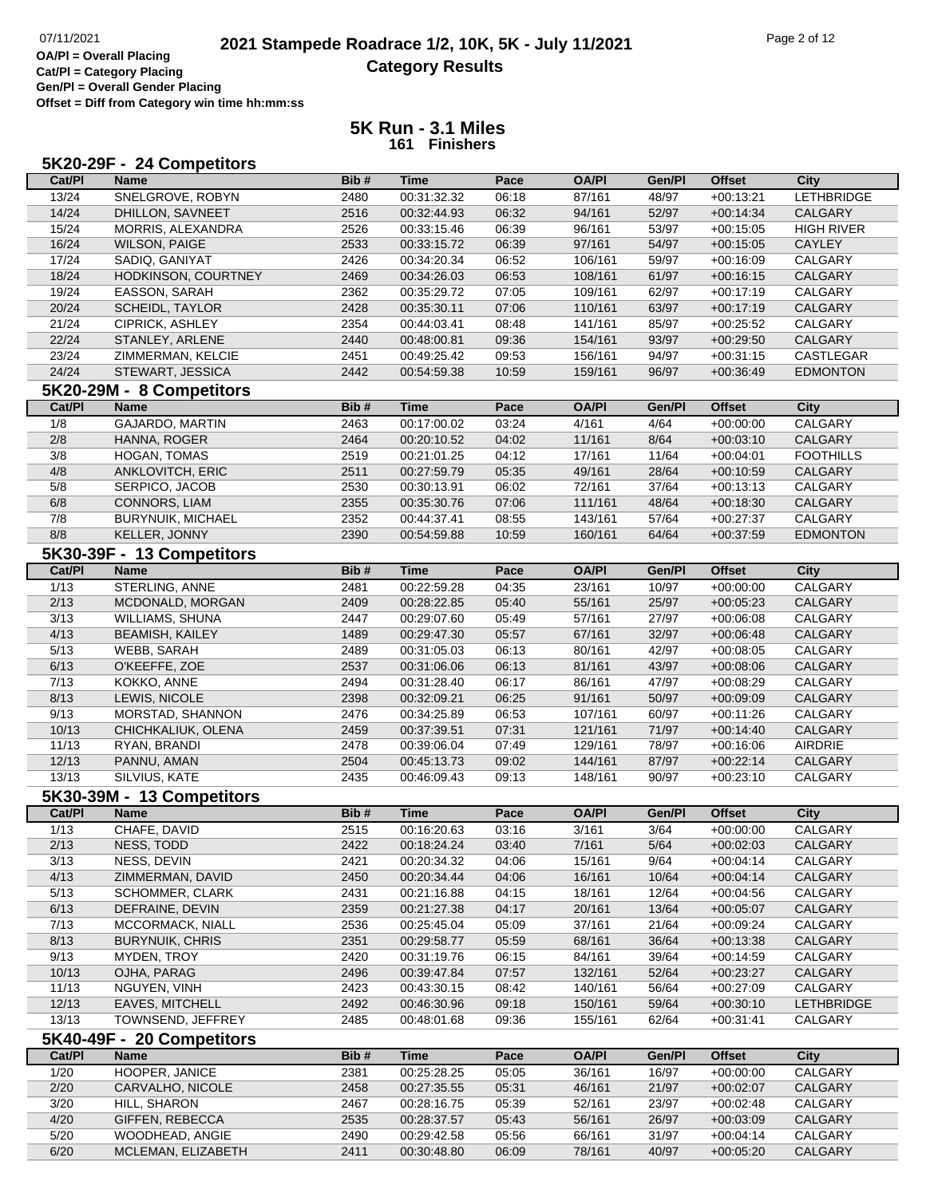OA/Pl = Overall Placing
Cat/Pl = Category Placing
Gen/Pl = Overall Gender Placing
Offset = Diff from Category win time hh:mm:ss

# 2021 Stampede Roadrace 1/2, 10K, 5K - July 11/2021
## Category Results

## 5K Run - 3.1 Miles
**161 Finishers**

### 5K20-29F - 24 Competitors

| Cat/Pl | Name | Bib # | Time | Pace | OA/Pl | Gen/Pl | Offset | City |
|---|---|---|---|---|---|---|---|---|
| 13/24 | SNELGROVE, ROBYN | 2480 | 00:31:32.32 | 06:18 | 87/161 | 48/97 | +00:13:21 | LETHBRIDGE |
| 14/24 | DHILLON, SAVNEET | 2516 | 00:32:44.93 | 06:32 | 94/161 | 52/97 | +00:14:34 | CALGARY |
| 15/24 | MORRIS, ALEXANDRA | 2526 | 00:33:15.46 | 06:39 | 96/161 | 53/97 | +00:15:05 | HIGH RIVER |
| 16/24 | WILSON, PAIGE | 2533 | 00:33:15.72 | 06:39 | 97/161 | 54/97 | +00:15:05 | CAYLEY |
| 17/24 | SADIQ, GANIYAT | 2426 | 00:34:20.34 | 06:52 | 106/161 | 59/97 | +00:16:09 | CALGARY |
| 18/24 | HODKINSON, COURTNEY | 2469 | 00:34:26.03 | 06:53 | 108/161 | 61/97 | +00:16:15 | CALGARY |
| 19/24 | EASSON, SARAH | 2362 | 00:35:29.72 | 07:05 | 109/161 | 62/97 | +00:17:19 | CALGARY |
| 20/24 | SCHEIDL, TAYLOR | 2428 | 00:35:30.11 | 07:06 | 110/161 | 63/97 | +00:17:19 | CALGARY |
| 21/24 | CIPRICK, ASHLEY | 2354 | 00:44:03.41 | 08:48 | 141/161 | 85/97 | +00:25:52 | CALGARY |
| 22/24 | STANLEY, ARLENE | 2440 | 00:48:00.81 | 09:36 | 154/161 | 93/97 | +00:29:50 | CALGARY |
| 23/24 | ZIMMERMAN, KELCIE | 2451 | 00:49:25.42 | 09:53 | 156/161 | 94/97 | +00:31:15 | CASTLEGAR |
| 24/24 | STEWART, JESSICA | 2442 | 00:54:59.38 | 10:59 | 159/161 | 96/97 | +00:36:49 | EDMONTON |

### 5K20-29M - 8 Competitors

| Cat/Pl | Name | Bib # | Time | Pace | OA/Pl | Gen/Pl | Offset | City |
|---|---|---|---|---|---|---|---|---|
| 1/8 | GAJARDO, MARTIN | 2463 | 00:17:00.02 | 03:24 | 4/161 | 4/64 | +00:00:00 | CALGARY |
| 2/8 | HANNA, ROGER | 2464 | 00:20:10.52 | 04:02 | 11/161 | 8/64 | +00:03:10 | CALGARY |
| 3/8 | HOGAN, TOMAS | 2519 | 00:21:01.25 | 04:12 | 17/161 | 11/64 | +00:04:01 | FOOTHILLS |
| 4/8 | ANKLOVITCH, ERIC | 2511 | 00:27:59.79 | 05:35 | 49/161 | 28/64 | +00:10:59 | CALGARY |
| 5/8 | SERPICO, JACOB | 2530 | 00:30:13.91 | 06:02 | 72/161 | 37/64 | +00:13:13 | CALGARY |
| 6/8 | CONNORS, LIAM | 2355 | 00:35:30.76 | 07:06 | 111/161 | 48/64 | +00:18:30 | CALGARY |
| 7/8 | BURYNUIK, MICHAEL | 2352 | 00:44:37.41 | 08:55 | 143/161 | 57/64 | +00:27:37 | CALGARY |
| 8/8 | KELLER, JONNY | 2390 | 00:54:59.88 | 10:59 | 160/161 | 64/64 | +00:37:59 | EDMONTON |

### 5K30-39F - 13 Competitors

| Cat/Pl | Name | Bib # | Time | Pace | OA/Pl | Gen/Pl | Offset | City |
|---|---|---|---|---|---|---|---|---|
| 1/13 | STERLING, ANNE | 2481 | 00:22:59.28 | 04:35 | 23/161 | 10/97 | +00:00:00 | CALGARY |
| 2/13 | MCDONALD, MORGAN | 2409 | 00:28:22.85 | 05:40 | 55/161 | 25/97 | +00:05:23 | CALGARY |
| 3/13 | WILLIAMS, SHUNA | 2447 | 00:29:07.60 | 05:49 | 57/161 | 27/97 | +00:06:08 | CALGARY |
| 4/13 | BEAMISH, KAILEY | 1489 | 00:29:47.30 | 05:57 | 67/161 | 32/97 | +00:06:48 | CALGARY |
| 5/13 | WEBB, SARAH | 2489 | 00:31:05.03 | 06:13 | 80/161 | 42/97 | +00:08:05 | CALGARY |
| 6/13 | O'KEEFFE, ZOE | 2537 | 00:31:06.06 | 06:13 | 81/161 | 43/97 | +00:08:06 | CALGARY |
| 7/13 | KOKKO, ANNE | 2494 | 00:31:28.40 | 06:17 | 86/161 | 47/97 | +00:08:29 | CALGARY |
| 8/13 | LEWIS, NICOLE | 2398 | 00:32:09.21 | 06:25 | 91/161 | 50/97 | +00:09:09 | CALGARY |
| 9/13 | MORSTAD, SHANNON | 2476 | 00:34:25.89 | 06:53 | 107/161 | 60/97 | +00:11:26 | CALGARY |
| 10/13 | CHICHKALIUK, OLENA | 2459 | 00:37:39.51 | 07:31 | 121/161 | 71/97 | +00:14:40 | CALGARY |
| 11/13 | RYAN, BRANDI | 2478 | 00:39:06.04 | 07:49 | 129/161 | 78/97 | +00:16:06 | AIRDRIE |
| 12/13 | PANNU, AMAN | 2504 | 00:45:13.73 | 09:02 | 144/161 | 87/97 | +00:22:14 | CALGARY |
| 13/13 | SILVIUS, KATE | 2435 | 00:46:09.43 | 09:13 | 148/161 | 90/97 | +00:23:10 | CALGARY |

### 5K30-39M - 13 Competitors

| Cat/Pl | Name | Bib # | Time | Pace | OA/Pl | Gen/Pl | Offset | City |
|---|---|---|---|---|---|---|---|---|
| 1/13 | CHAFE, DAVID | 2515 | 00:16:20.63 | 03:16 | 3/161 | 3/64 | +00:00:00 | CALGARY |
| 2/13 | NESS, TODD | 2422 | 00:18:24.24 | 03:40 | 7/161 | 5/64 | +00:02:03 | CALGARY |
| 3/13 | NESS, DEVIN | 2421 | 00:20:34.32 | 04:06 | 15/161 | 9/64 | +00:04:14 | CALGARY |
| 4/13 | ZIMMERMAN, DAVID | 2450 | 00:20:34.44 | 04:06 | 16/161 | 10/64 | +00:04:14 | CALGARY |
| 5/13 | SCHOMMER, CLARK | 2431 | 00:21:16.88 | 04:15 | 18/161 | 12/64 | +00:04:56 | CALGARY |
| 6/13 | DEFRAINE, DEVIN | 2359 | 00:21:27.38 | 04:17 | 20/161 | 13/64 | +00:05:07 | CALGARY |
| 7/13 | MCCORMACK, NIALL | 2536 | 00:25:45.04 | 05:09 | 37/161 | 21/64 | +00:09:24 | CALGARY |
| 8/13 | BURYNUIK, CHRIS | 2351 | 00:29:58.77 | 05:59 | 68/161 | 36/64 | +00:13:38 | CALGARY |
| 9/13 | MYDEN, TROY | 2420 | 00:31:19.76 | 06:15 | 84/161 | 39/64 | +00:14:59 | CALGARY |
| 10/13 | OJHA, PARAG | 2496 | 00:39:47.84 | 07:57 | 132/161 | 52/64 | +00:23:27 | CALGARY |
| 11/13 | NGUYEN, VINH | 2423 | 00:43:30.15 | 08:42 | 140/161 | 56/64 | +00:27:09 | CALGARY |
| 12/13 | EAVES, MITCHELL | 2492 | 00:46:30.96 | 09:18 | 150/161 | 59/64 | +00:30:10 | LETHBRIDGE |
| 13/13 | TOWNSEND, JEFFREY | 2485 | 00:48:01.68 | 09:36 | 155/161 | 62/64 | +00:31:41 | CALGARY |

### 5K40-49F - 20 Competitors

| Cat/Pl | Name | Bib # | Time | Pace | OA/Pl | Gen/Pl | Offset | City |
|---|---|---|---|---|---|---|---|---|
| 1/20 | HOOPER, JANICE | 2381 | 00:25:28.25 | 05:05 | 36/161 | 16/97 | +00:00:00 | CALGARY |
| 2/20 | CARVALHO, NICOLE | 2458 | 00:27:35.55 | 05:31 | 46/161 | 21/97 | +00:02:07 | CALGARY |
| 3/20 | HILL, SHARON | 2467 | 00:28:16.75 | 05:39 | 52/161 | 23/97 | +00:02:48 | CALGARY |
| 4/20 | GIFFEN, REBECCA | 2535 | 00:28:37.57 | 05:43 | 56/161 | 26/97 | +00:03:09 | CALGARY |
| 5/20 | WOODHEAD, ANGIE | 2490 | 00:29:42.58 | 05:56 | 66/161 | 31/97 | +00:04:14 | CALGARY |
| 6/20 | MCLEMAN, ELIZABETH | 2411 | 00:30:48.80 | 06:09 | 78/161 | 40/97 | +00:05:20 | CALGARY |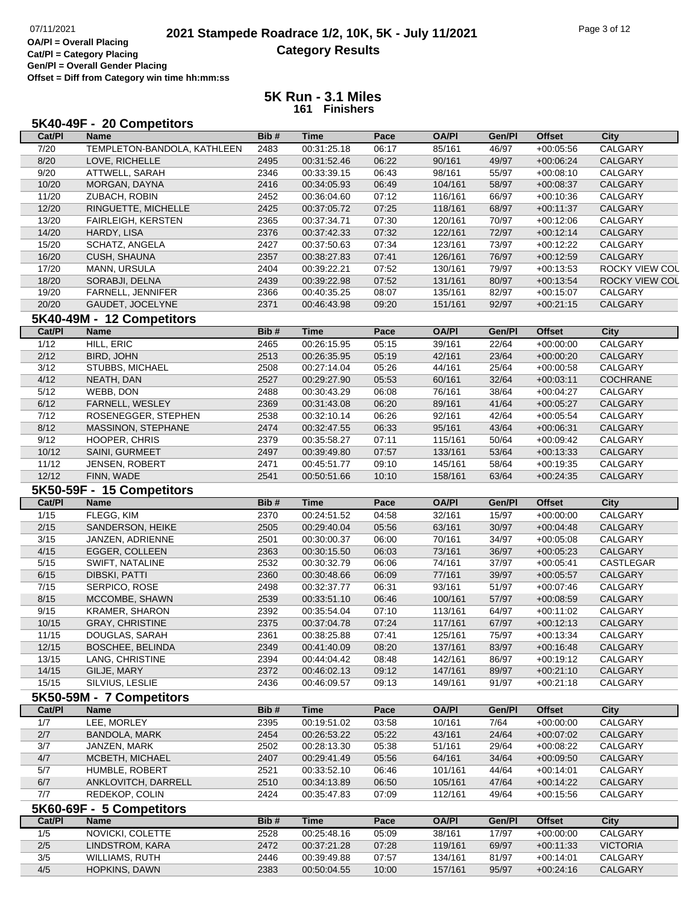07/11/2021

# 2021 Stampede Roadrace 1/2, 10K, 5K - July 11/2021

## Category Results

**OA/Pl = Overall Placing**
**Cat/Pl = Category Placing**
**Gen/Pl = Overall Gender Placing**
**Offset = Diff from Category win time hh:mm:ss**

## 5K Run - 3.1 Miles
**161 Finishers**

### 5K40-49F - 20 Competitors

| Cat/Pl | Name | Bib # | Time | Pace | OA/Pl | Gen/Pl | Offset | City |
|---|---|---|---|---|---|---|---|---|
| 7/20 | TEMPLETON-BANDOLA, KATHLEEN | 2483 | 00:31:25.18 | 06:17 | 85/161 | 46/97 | +00:05:56 | CALGARY |
| 8/20 | LOVE, RICHELLE | 2495 | 00:31:52.46 | 06:22 | 90/161 | 49/97 | +00:06:24 | CALGARY |
| 9/20 | ATTWELL, SARAH | 2346 | 00:33:39.15 | 06:43 | 98/161 | 55/97 | +00:08:10 | CALGARY |
| 10/20 | MORGAN, DAYNA | 2416 | 00:34:05.93 | 06:49 | 104/161 | 58/97 | +00:08:37 | CALGARY |
| 11/20 | ZUBACH, ROBIN | 2452 | 00:36:04.60 | 07:12 | 116/161 | 66/97 | +00:10:36 | CALGARY |
| 12/20 | RINGUETTE, MICHELLE | 2425 | 00:37:05.72 | 07:25 | 118/161 | 68/97 | +00:11:37 | CALGARY |
| 13/20 | FAIRLEIGH, KERSTEN | 2365 | 00:37:34.71 | 07:30 | 120/161 | 70/97 | +00:12:06 | CALGARY |
| 14/20 | HARDY, LISA | 2376 | 00:37:42.33 | 07:32 | 122/161 | 72/97 | +00:12:14 | CALGARY |
| 15/20 | SCHATZ, ANGELA | 2427 | 00:37:50.63 | 07:34 | 123/161 | 73/97 | +00:12:22 | CALGARY |
| 16/20 | CUSH, SHAUNA | 2357 | 00:38:27.83 | 07:41 | 126/161 | 76/97 | +00:12:59 | CALGARY |
| 17/20 | MANN, URSULA | 2404 | 00:39:22.21 | 07:52 | 130/161 | 79/97 | +00:13:53 | ROCKY VIEW COU |
| 18/20 | SORABJI, DELNA | 2439 | 00:39:22.98 | 07:52 | 131/161 | 80/97 | +00:13:54 | ROCKY VIEW COU |
| 19/20 | FARNELL, JENNIFER | 2366 | 00:40:35.25 | 08:07 | 135/161 | 82/97 | +00:15:07 | CALGARY |
| 20/20 | GAUDET, JOCELYNE | 2371 | 00:46:43.98 | 09:20 | 151/161 | 92/97 | +00:21:15 | CALGARY |

### 5K40-49M - 12 Competitors

| Cat/Pl | Name | Bib # | Time | Pace | OA/Pl | Gen/Pl | Offset | City |
|---|---|---|---|---|---|---|---|---|
| 1/12 | HILL, ERIC | 2465 | 00:26:15.95 | 05:15 | 39/161 | 22/64 | +00:00:00 | CALGARY |
| 2/12 | BIRD, JOHN | 2513 | 00:26:35.95 | 05:19 | 42/161 | 23/64 | +00:00:20 | CALGARY |
| 3/12 | STUBBS, MICHAEL | 2508 | 00:27:14.04 | 05:26 | 44/161 | 25/64 | +00:00:58 | CALGARY |
| 4/12 | NEATH, DAN | 2527 | 00:29:27.90 | 05:53 | 60/161 | 32/64 | +00:03:11 | COCHRANE |
| 5/12 | WEBB, DON | 2488 | 00:30:43.29 | 06:08 | 76/161 | 38/64 | +00:04:27 | CALGARY |
| 6/12 | FARNELL, WESLEY | 2369 | 00:31:43.08 | 06:20 | 89/161 | 41/64 | +00:05:27 | CALGARY |
| 7/12 | ROSENEGGER, STEPHEN | 2538 | 00:32:10.14 | 06:26 | 92/161 | 42/64 | +00:05:54 | CALGARY |
| 8/12 | MASSINON, STEPHANE | 2474 | 00:32:47.55 | 06:33 | 95/161 | 43/64 | +00:06:31 | CALGARY |
| 9/12 | HOOPER, CHRIS | 2379 | 00:35:58.27 | 07:11 | 115/161 | 50/64 | +00:09:42 | CALGARY |
| 10/12 | SAINI, GURMEET | 2497 | 00:39:49.80 | 07:57 | 133/161 | 53/64 | +00:13:33 | CALGARY |
| 11/12 | JENSEN, ROBERT | 2471 | 00:45:51.77 | 09:10 | 145/161 | 58/64 | +00:19:35 | CALGARY |
| 12/12 | FINN, WADE | 2541 | 00:50:51.66 | 10:10 | 158/161 | 63/64 | +00:24:35 | CALGARY |

### 5K50-59F - 15 Competitors

| Cat/Pl | Name | Bib # | Time | Pace | OA/Pl | Gen/Pl | Offset | City |
|---|---|---|---|---|---|---|---|---|
| 1/15 | FLEGG, KIM | 2370 | 00:24:51.52 | 04:58 | 32/161 | 15/97 | +00:00:00 | CALGARY |
| 2/15 | SANDERSON, HEIKE | 2505 | 00:29:40.04 | 05:56 | 63/161 | 30/97 | +00:04:48 | CALGARY |
| 3/15 | JANZEN, ADRIENNE | 2501 | 00:30:00.37 | 06:00 | 70/161 | 34/97 | +00:05:08 | CALGARY |
| 4/15 | EGGER, COLLEEN | 2363 | 00:30:15.50 | 06:03 | 73/161 | 36/97 | +00:05:23 | CALGARY |
| 5/15 | SWIFT, NATALINE | 2532 | 00:30:32.79 | 06:06 | 74/161 | 37/97 | +00:05:41 | CASTLEGAR |
| 6/15 | DIBSKI, PATTI | 2360 | 00:30:48.66 | 06:09 | 77/161 | 39/97 | +00:05:57 | CALGARY |
| 7/15 | SERPICO, ROSE | 2498 | 00:32:37.77 | 06:31 | 93/161 | 51/97 | +00:07:46 | CALGARY |
| 8/15 | MCCOMBE, SHAWN | 2539 | 00:33:51.10 | 06:46 | 100/161 | 57/97 | +00:08:59 | CALGARY |
| 9/15 | KRAMER, SHARON | 2392 | 00:35:54.04 | 07:10 | 113/161 | 64/97 | +00:11:02 | CALGARY |
| 10/15 | GRAY, CHRISTINE | 2375 | 00:37:04.78 | 07:24 | 117/161 | 67/97 | +00:12:13 | CALGARY |
| 11/15 | DOUGLAS, SARAH | 2361 | 00:38:25.88 | 07:41 | 125/161 | 75/97 | +00:13:34 | CALGARY |
| 12/15 | BOSCHEE, BELINDA | 2349 | 00:41:40.09 | 08:20 | 137/161 | 83/97 | +00:16:48 | CALGARY |
| 13/15 | LANG, CHRISTINE | 2394 | 00:44:04.42 | 08:48 | 142/161 | 86/97 | +00:19:12 | CALGARY |
| 14/15 | GILJE, MARY | 2372 | 00:46:02.13 | 09:12 | 147/161 | 89/97 | +00:21:10 | CALGARY |
| 15/15 | SILVIUS, LESLIE | 2436 | 00:46:09.57 | 09:13 | 149/161 | 91/97 | +00:21:18 | CALGARY |

### 5K50-59M - 7 Competitors

| Cat/Pl | Name | Bib # | Time | Pace | OA/Pl | Gen/Pl | Offset | City |
|---|---|---|---|---|---|---|---|---|
| 1/7 | LEE, MORLEY | 2395 | 00:19:51.02 | 03:58 | 10/161 | 7/64 | +00:00:00 | CALGARY |
| 2/7 | BANDOLA, MARK | 2454 | 00:26:53.22 | 05:22 | 43/161 | 24/64 | +00:07:02 | CALGARY |
| 3/7 | JANZEN, MARK | 2502 | 00:28:13.30 | 05:38 | 51/161 | 29/64 | +00:08:22 | CALGARY |
| 4/7 | MCBETH, MICHAEL | 2407 | 00:29:41.49 | 05:56 | 64/161 | 34/64 | +00:09:50 | CALGARY |
| 5/7 | HUMBLE, ROBERT | 2521 | 00:33:52.10 | 06:46 | 101/161 | 44/64 | +00:14:01 | CALGARY |
| 6/7 | ANKLOVITCH, DARRELL | 2510 | 00:34:13.89 | 06:50 | 105/161 | 47/64 | +00:14:22 | CALGARY |
| 7/7 | REDEKOP, COLIN | 2424 | 00:35:47.83 | 07:09 | 112/161 | 49/64 | +00:15:56 | CALGARY |

### 5K60-69F - 5 Competitors

| Cat/Pl | Name | Bib # | Time | Pace | OA/Pl | Gen/Pl | Offset | City |
|---|---|---|---|---|---|---|---|---|
| 1/5 | NOVICKI, COLETTE | 2528 | 00:25:48.16 | 05:09 | 38/161 | 17/97 | +00:00:00 | CALGARY |
| 2/5 | LINDSTROM, KARA | 2472 | 00:37:21.28 | 07:28 | 119/161 | 69/97 | +00:11:33 | VICTORIA |
| 3/5 | WILLIAMS, RUTH | 2446 | 00:39:49.88 | 07:57 | 134/161 | 81/97 | +00:14:01 | CALGARY |
| 4/5 | HOPKINS, DAWN | 2383 | 00:50:04.55 | 10:00 | 157/161 | 95/97 | +00:24:16 | CALGARY |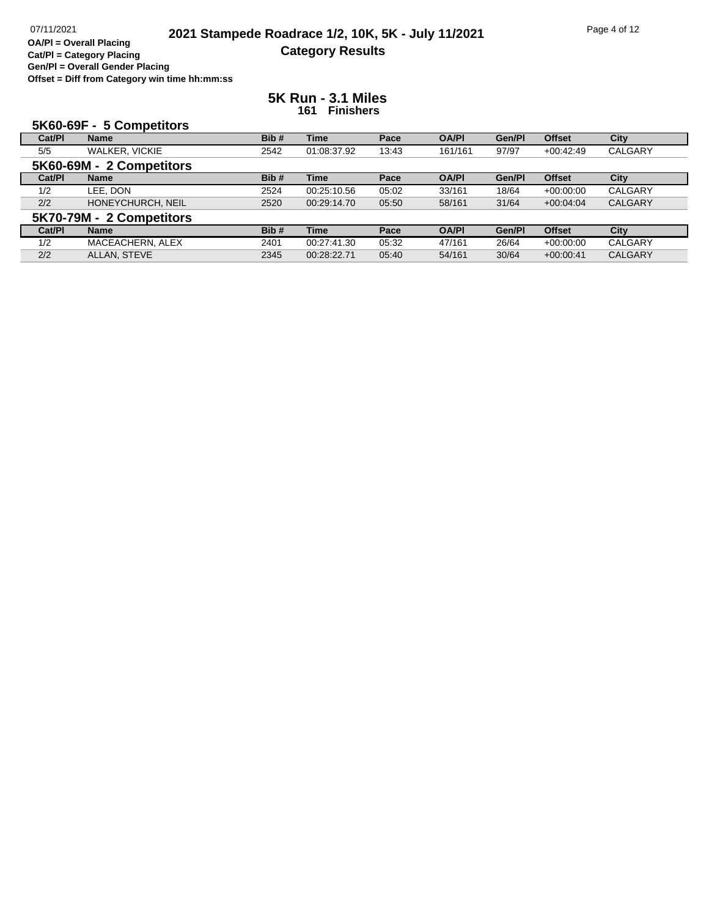OA/Pl = Overall Placing
Cat/Pl = Category Placing
Gen/Pl = Overall Gender Placing
Offset = Diff from Category win time hh:mm:ss

# 2021 Stampede Roadrace 1/2, 10K, 5K - July 11/2021

## Category Results

## 5K Run - 3.1 Miles

**161 Finishers**

### 5K60-69F - 5 Competitors

| Cat/Pl | Name | Bib # | Time | Pace | OA/Pl | Gen/Pl | Offset | City |
|---|---|---|---|---|---|---|---|---|
| 5/5 | WALKER, VICKIE | 2542 | 01:08:37.92 | 13:43 | 161/161 | 97/97 | +00:42:49 | CALGARY |

### 5K60-69M - 2 Competitors

| Cat/Pl | Name | Bib # | Time | Pace | OA/Pl | Gen/Pl | Offset | City |
|---|---|---|---|---|---|---|---|---|
| 1/2 | LEE, DON | 2524 | 00:25:10.56 | 05:02 | 33/161 | 18/64 | +00:00:00 | CALGARY |
| 2/2 | HONEYCHURCH, NEIL | 2520 | 00:29:14.70 | 05:50 | 58/161 | 31/64 | +00:04:04 | CALGARY |

### 5K70-79M - 2 Competitors

| Cat/Pl | Name | Bib # | Time | Pace | OA/Pl | Gen/Pl | Offset | City |
|---|---|---|---|---|---|---|---|---|
| 1/2 | MACEACHERN, ALEX | 2401 | 00:27:41.30 | 05:32 | 47/161 | 26/64 | +00:00:00 | CALGARY |
| 2/2 | ALLAN, STEVE | 2345 | 00:28:22.71 | 05:40 | 54/161 | 30/64 | +00:00:41 | CALGARY |